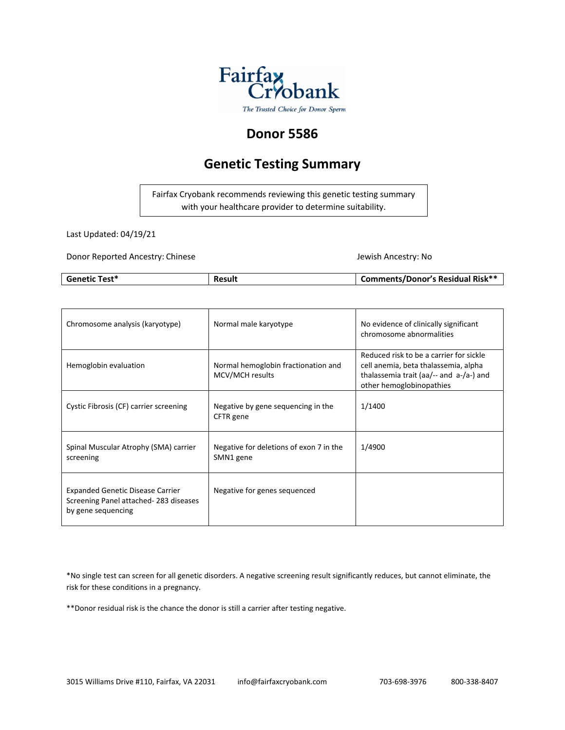Fairfax Cryobank

*The Trusted Choice for Donor Sperm*

# Donor 5586

## Genetic Testing Summary

Fairfax Cryobank recommends reviewing this genetic testing summary with your healthcare provider to determine suitability.

Last Updated: 04/19/21

Donor Reported Ancestry: Chinese

Jewish Ancestry: No

| Genetic Test* | Result | Comments/Donor's Residual Risk** |
|---|---|---|
| Chromosome analysis (karyotype) | Normal male karyotype | No evidence of clinically significant chromosome abnormalities |
| Hemoglobin evaluation | Normal hemoglobin fractionation and MCV/MCH results | Reduced risk to be a carrier for sickle cell anemia, beta thalassemia, alpha thalassemia trait (aa/-- and a-/a-) and other hemoglobinopathies |
| Cystic Fibrosis (CF) carrier screening | Negative by gene sequencing in the CFTR gene | 1/1400 |
| Spinal Muscular Atrophy (SMA) carrier screening | Negative for deletions of exon 7 in the SMN1 gene | 1/4900 |
| Expanded Genetic Disease Carrier Screening Panel attached- 283 diseases by gene sequencing | Negative for genes sequenced | |

*No single test can screen for all genetic disorders. A negative screening result significantly reduces, but cannot eliminate, the risk for these conditions in a pregnancy.

**Donor residual risk is the chance the donor is still a carrier after testing negative.

3015 Williams Drive #110, Fairfax, VA 22031 info@fairfaxcryobank.com 703-698-3976 800-338-8407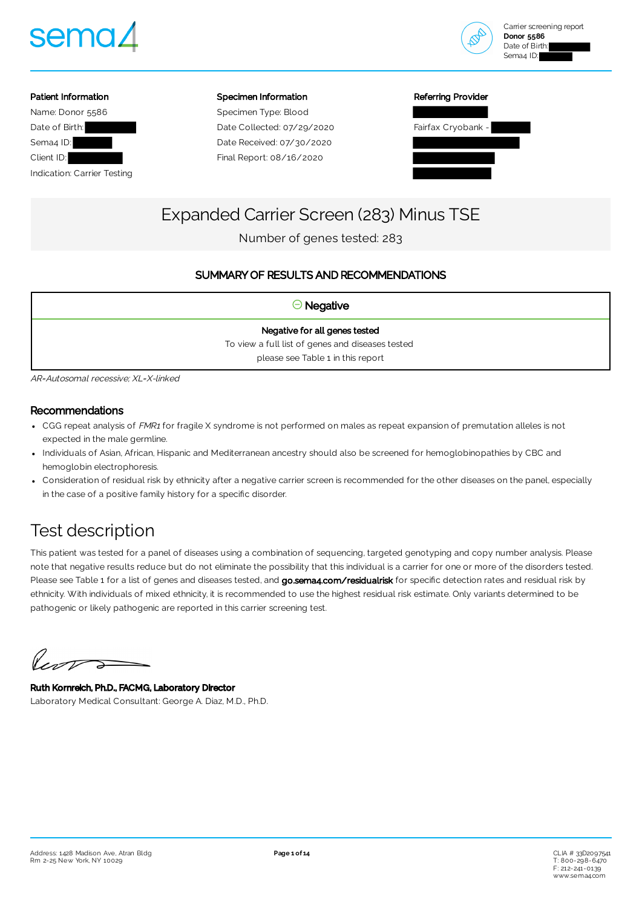Carrier screening report
**Donor 5586**
Date of Birth:
Sema4 ID:

| Patient Information | Specimen Information | Referring Provider |
|---|---|---|
| Name: Donor 5586 | Specimen Type: Blood | |
| Date of Birth: | Date Collected: 07/29/2020 | Fairfax Cryobank - |
| Sema4 ID: | Date Received: 07/30/2020 | |
| Client ID: | Final Report: 08/16/2020 | |
| Indication: Carrier Testing | | |

# Expanded Carrier Screen (283) Minus TSE

Number of genes tested: 283

## SUMMARY OF RESULTS AND RECOMMENDATIONS

**Negative**

**Negative for all genes tested**

To view a full list of genes and diseases tested please see Table 1 in this report

*AR=Autosomal recessive; XL=X-linked*

### Recommendations

- CGG repeat analysis of *FMR1* for fragile X syndrome is not performed on males as repeat expansion of premutation alleles is not expected in the male germline.
- Individuals of Asian, African, Hispanic and Mediterranean ancestry should also be screened for hemoglobinopathies by CBC and hemoglobin electrophoresis.
- Consideration of residual risk by ethnicity after a negative carrier screen is recommended for the other diseases on the panel, especially in the case of a positive family history for a specific disorder.

## Test description

This patient was tested for a panel of diseases using a combination of sequencing, targeted genotyping and copy number analysis. Please note that negative results reduce but do not eliminate the possibility that this individual is a carrier for one or more of the disorders tested. Please see Table 1 for a list of genes and diseases tested, and **go.sema4.com/residualrisk** for specific detection rates and residual risk by ethnicity. With individuals of mixed ethnicity, it is recommended to use the highest residual risk estimate. Only variants determined to be pathogenic or likely pathogenic are reported in this carrier screening test.

**Ruth Kornreich, Ph.D., FACMG, Laboratory Director**
Laboratory Medical Consultant: George A. Diaz, M.D., Ph.D.

Address: 1428 Madison Ave, Atran Bldg Rm 2-25 New York, NY 10029

CLIA # 33D2097541
T: 800-298-6470
F: 212-241-0139
www.sema4.com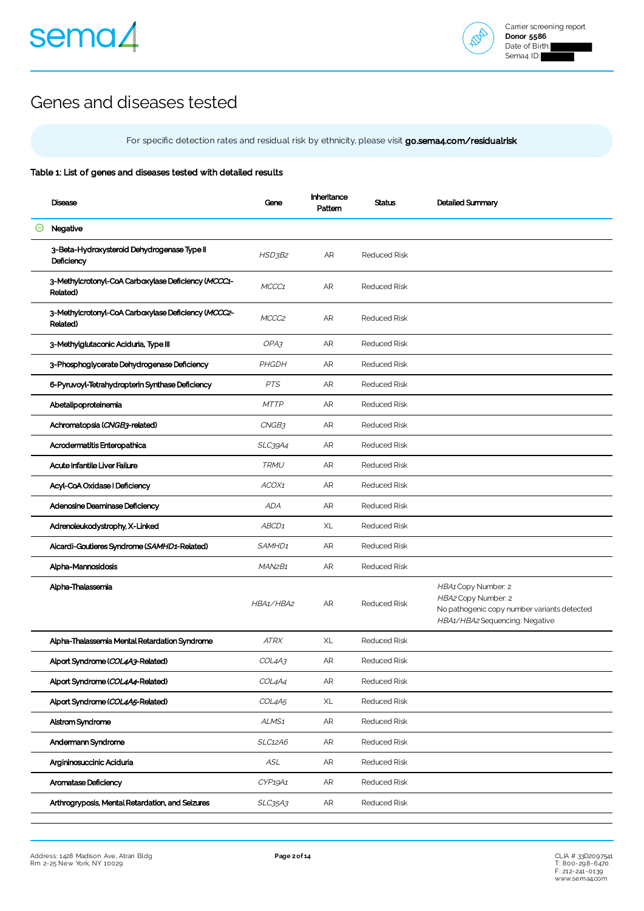# Genes and diseases tested

For specific detection rates and residual risk by ethnicity, please visit **go.sema4.com/residualrisk**

**Table 1: List of genes and diseases tested with detailed results**

| Disease | Gene | Inheritance Pattern | Status | Detailed Summary |
|---|---|---|---|---|
| **Negative** | | | | |
| 3-Beta-Hydroxysteroid Dehydrogenase Type II Deficiency | *HSD3B2* | AR | Reduced Risk | |
| 3-Methylcrotonyl-CoA Carboxylase Deficiency (*MCCC1*-Related) | *MCCC1* | AR | Reduced Risk | |
| 3-Methylcrotonyl-CoA Carboxylase Deficiency (*MCCC2*-Related) | *MCCC2* | AR | Reduced Risk | |
| 3-Methylglutaconic Aciduria, Type III | *OPA3* | AR | Reduced Risk | |
| 3-Phosphoglycerate Dehydrogenase Deficiency | *PHGDH* | AR | Reduced Risk | |
| 6-Pyruvoyl-Tetrahydropterin Synthase Deficiency | *PTS* | AR | Reduced Risk | |
| Abetalipoproteinemia | *MTTP* | AR | Reduced Risk | |
| Achromatopsia (*CNGB3*-related) | *CNGB3* | AR | Reduced Risk | |
| Acrodermatitis Enteropathica | *SLC39A4* | AR | Reduced Risk | |
| Acute Infantile Liver Failure | *TRMU* | AR | Reduced Risk | |
| Acyl-CoA Oxidase I Deficiency | *ACOX1* | AR | Reduced Risk | |
| Adenosine Deaminase Deficiency | *ADA* | AR | Reduced Risk | |
| Adrenoleukodystrophy, X-Linked | *ABCD1* | XL | Reduced Risk | |
| Aicardi-Goutieres Syndrome (*SAMHD1*-Related) | *SAMHD1* | AR | Reduced Risk | |
| Alpha-Mannosidosis | *MAN2B1* | AR | Reduced Risk | |
| Alpha-Thalassemia | *HBA1/HBA2* | AR | Reduced Risk | *HBA1* Copy Number: 2<br>*HBA2* Copy Number: 2<br>No pathogenic copy number variants detected<br>*HBA1/HBA2* Sequencing: Negative |
| Alpha-Thalassemia Mental Retardation Syndrome | *ATRX* | XL | Reduced Risk | |
| Alport Syndrome (*COL4A3*-Related) | *COL4A3* | AR | Reduced Risk | |
| Alport Syndrome (*COL4A4*-Related) | *COL4A4* | AR | Reduced Risk | |
| Alport Syndrome (*COL4A5*-Related) | *COL4A5* | XL | Reduced Risk | |
| Alstrom Syndrome | *ALMS1* | AR | Reduced Risk | |
| Andermann Syndrome | *SLC12A6* | AR | Reduced Risk | |
| Argininosuccinic Aciduria | *ASL* | AR | Reduced Risk | |
| Aromatase Deficiency | *CYP19A1* | AR | Reduced Risk | |
| Arthrogryposis, Mental Retardation, and Seizures | *SLC35A3* | AR | Reduced Risk | |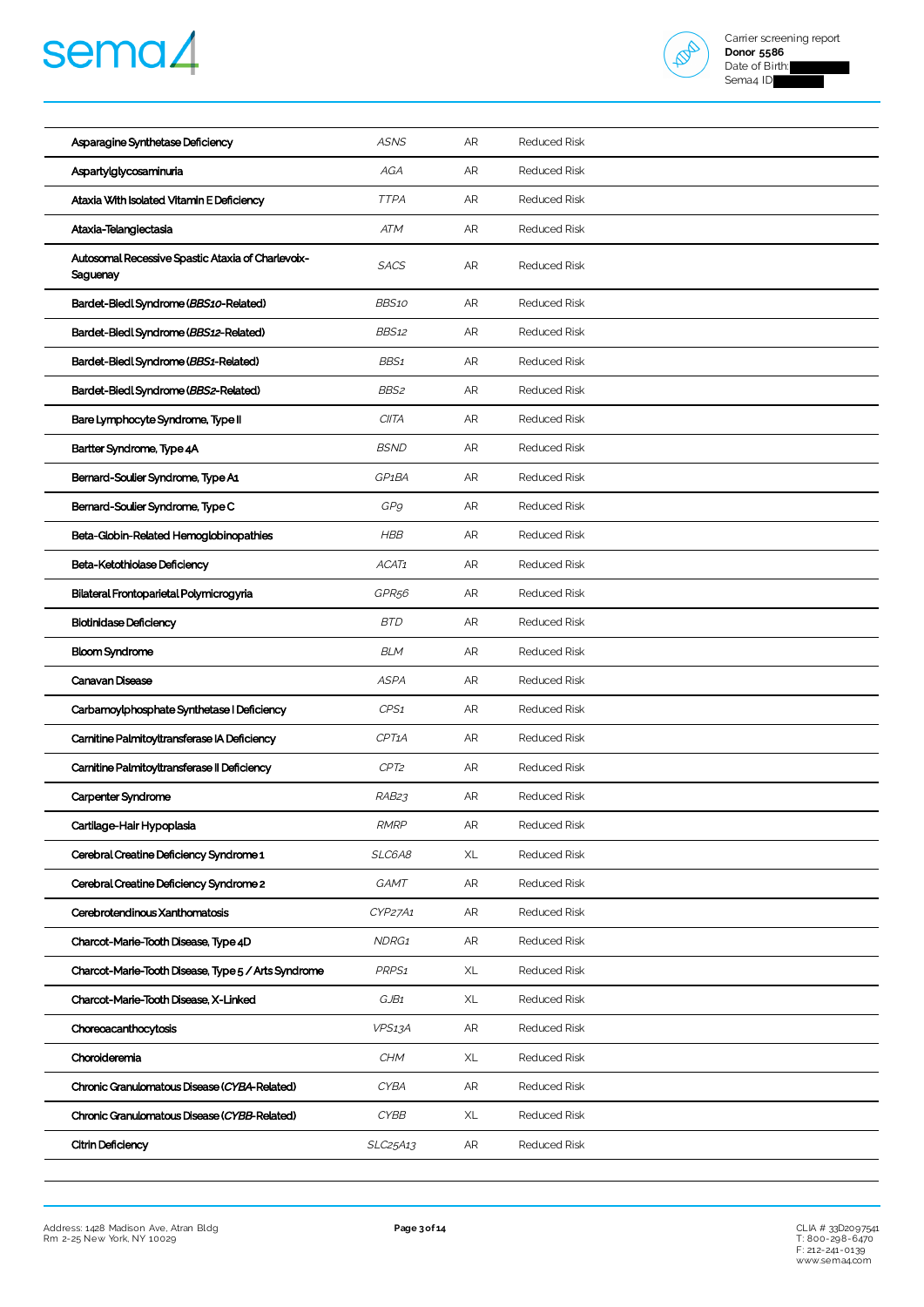| | | | |
|---|---|---|---|
| Asparagine Synthetase Deficiency | *ASNS* | AR | Reduced Risk |
| Aspartylglycosaminuria | *AGA* | AR | Reduced Risk |
| Ataxia With Isolated Vitamin E Deficiency | *TTPA* | AR | Reduced Risk |
| Ataxia-Telangiectasia | *ATM* | AR | Reduced Risk |
| Autosomal Recessive Spastic Ataxia of Charlevoix-Saguenay | *SACS* | AR | Reduced Risk |
| Bardet-Biedl Syndrome (*BBS10*-Related) | *BBS10* | AR | Reduced Risk |
| Bardet-Biedl Syndrome (*BBS12*-Related) | *BBS12* | AR | Reduced Risk |
| Bardet-Biedl Syndrome (*BBS1*-Related) | *BBS1* | AR | Reduced Risk |
| Bardet-Biedl Syndrome (*BBS2*-Related) | *BBS2* | AR | Reduced Risk |
| Bare Lymphocyte Syndrome, Type II | *CIITA* | AR | Reduced Risk |
| Bartter Syndrome, Type 4A | *BSND* | AR | Reduced Risk |
| Bernard-Soulier Syndrome, Type A1 | *GP1BA* | AR | Reduced Risk |
| Bernard-Soulier Syndrome, Type C | *GP9* | AR | Reduced Risk |
| Beta-Globin-Related Hemoglobinopathies | *HBB* | AR | Reduced Risk |
| Beta-Ketothiolase Deficiency | *ACAT1* | AR | Reduced Risk |
| Bilateral Frontoparietal Polymicrogyria | *GPR56* | AR | Reduced Risk |
| Biotinidase Deficiency | *BTD* | AR | Reduced Risk |
| Bloom Syndrome | *BLM* | AR | Reduced Risk |
| Canavan Disease | *ASPA* | AR | Reduced Risk |
| Carbamoylphosphate Synthetase I Deficiency | *CPS1* | AR | Reduced Risk |
| Carnitine Palmitoyltransferase IA Deficiency | *CPT1A* | AR | Reduced Risk |
| Carnitine Palmitoyltransferase II Deficiency | *CPT2* | AR | Reduced Risk |
| Carpenter Syndrome | *RAB23* | AR | Reduced Risk |
| Cartilage-Hair Hypoplasia | *RMRP* | AR | Reduced Risk |
| Cerebral Creatine Deficiency Syndrome 1 | *SLC6A8* | XL | Reduced Risk |
| Cerebral Creatine Deficiency Syndrome 2 | *GAMT* | AR | Reduced Risk |
| Cerebrotendinous Xanthomatosis | *CYP27A1* | AR | Reduced Risk |
| Charcot-Marie-Tooth Disease, Type 4D | *NDRG1* | AR | Reduced Risk |
| Charcot-Marie-Tooth Disease, Type 5 / Arts Syndrome | *PRPS1* | XL | Reduced Risk |
| Charcot-Marie-Tooth Disease, X-Linked | *GJB1* | XL | Reduced Risk |
| Choreoacanthocytosis | *VPS13A* | AR | Reduced Risk |
| Choroideremia | *CHM* | XL | Reduced Risk |
| Chronic Granulomatous Disease (*CYBA*-Related) | *CYBA* | AR | Reduced Risk |
| Chronic Granulomatous Disease (*CYBB*-Related) | *CYBB* | XL | Reduced Risk |
| Citrin Deficiency | *SLC25A13* | AR | Reduced Risk |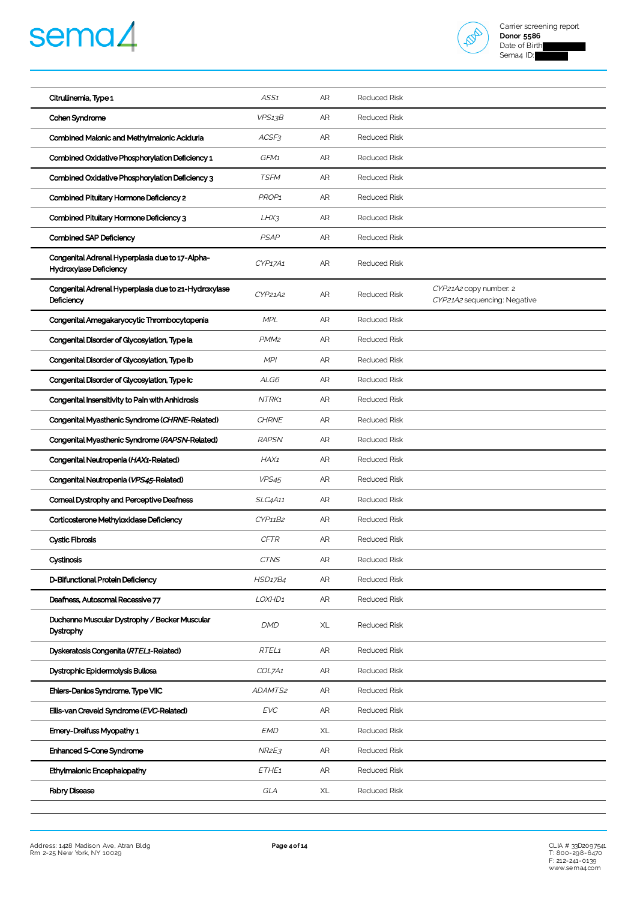| | | | | |
|---|---|---|---|---|
| **Citrullinemia, Type 1** | *ASS1* | AR | Reduced Risk | |
| **Cohen Syndrome** | *VPS13B* | AR | Reduced Risk | |
| **Combined Malonic and Methylmalonic Aciduria** | *ACSF3* | AR | Reduced Risk | |
| **Combined Oxidative Phosphorylation Deficiency 1** | *GFM1* | AR | Reduced Risk | |
| **Combined Oxidative Phosphorylation Deficiency 3** | *TSFM* | AR | Reduced Risk | |
| **Combined Pituitary Hormone Deficiency 2** | *PROP1* | AR | Reduced Risk | |
| **Combined Pituitary Hormone Deficiency 3** | *LHX3* | AR | Reduced Risk | |
| **Combined SAP Deficiency** | *PSAP* | AR | Reduced Risk | |
| **Congenital Adrenal Hyperplasia due to 17-Alpha-Hydroxylase Deficiency** | *CYP17A1* | AR | Reduced Risk | |
| **Congenital Adrenal Hyperplasia due to 21-Hydroxylase Deficiency** | *CYP21A2* | AR | Reduced Risk | *CYP21A2* copy number: 2<br>*CYP21A2* sequencing: Negative |
| **Congenital Amegakaryocytic Thrombocytopenia** | *MPL* | AR | Reduced Risk | |
| **Congenital Disorder of Glycosylation, Type Ia** | *PMM2* | AR | Reduced Risk | |
| **Congenital Disorder of Glycosylation, Type Ib** | *MPI* | AR | Reduced Risk | |
| **Congenital Disorder of Glycosylation, Type Ic** | *ALG6* | AR | Reduced Risk | |
| **Congenital Insensitivity to Pain with Anhidrosis** | *NTRK1* | AR | Reduced Risk | |
| **Congenital Myasthenic Syndrome (*CHRNE*-Related)** | *CHRNE* | AR | Reduced Risk | |
| **Congenital Myasthenic Syndrome (*RAPSN*-Related)** | *RAPSN* | AR | Reduced Risk | |
| **Congenital Neutropenia (*HAX1*-Related)** | *HAX1* | AR | Reduced Risk | |
| **Congenital Neutropenia (*VPS45*-Related)** | *VPS45* | AR | Reduced Risk | |
| **Corneal Dystrophy and Perceptive Deafness** | *SLC4A11* | AR | Reduced Risk | |
| **Corticosterone Methyloxidase Deficiency** | *CYP11B2* | AR | Reduced Risk | |
| **Cystic Fibrosis** | *CFTR* | AR | Reduced Risk | |
| **Cystinosis** | *CTNS* | AR | Reduced Risk | |
| **D-Bifunctional Protein Deficiency** | *HSD17B4* | AR | Reduced Risk | |
| **Deafness, Autosomal Recessive 77** | *LOXHD1* | AR | Reduced Risk | |
| **Duchenne Muscular Dystrophy / Becker Muscular Dystrophy** | *DMD* | XL | Reduced Risk | |
| **Dyskeratosis Congenita (*RTEL1*-Related)** | *RTEL1* | AR | Reduced Risk | |
| **Dystrophic Epidermolysis Bullosa** | *COL7A1* | AR | Reduced Risk | |
| **Ehlers-Danlos Syndrome, Type VIIC** | *ADAMTS2* | AR | Reduced Risk | |
| **Ellis-van Creveld Syndrome (*EVC*-Related)** | *EVC* | AR | Reduced Risk | |
| **Emery-Dreifuss Myopathy 1** | *EMD* | XL | Reduced Risk | |
| **Enhanced S-Cone Syndrome** | *NR2E3* | AR | Reduced Risk | |
| **Ethylmalonic Encephalopathy** | *ETHE1* | AR | Reduced Risk | |
| **Fabry Disease** | *GLA* | XL | Reduced Risk | |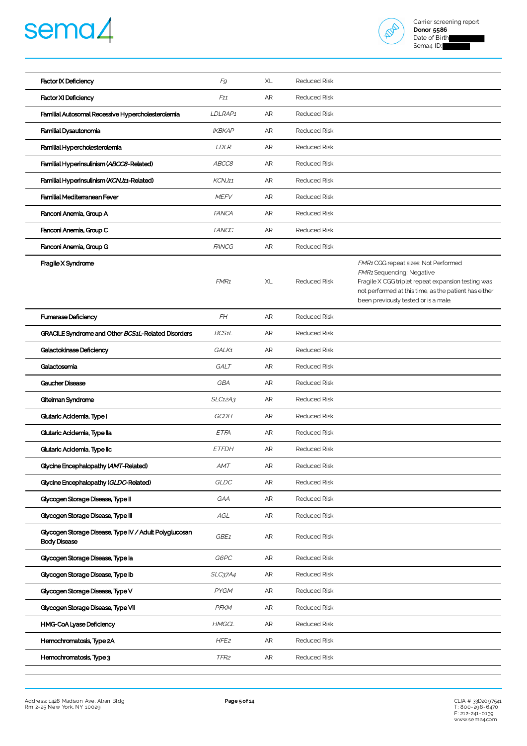| | | | | |
|---|---|---|---|---|
| **Factor IX Deficiency** | *F9* | XL | Reduced Risk | |
| **Factor XI Deficiency** | *F11* | AR | Reduced Risk | |
| **Familial Autosomal Recessive Hypercholesterolemia** | *LDLRAP1* | AR | Reduced Risk | |
| **Familial Dysautonomia** | *IKBKAP* | AR | Reduced Risk | |
| **Familial Hypercholesterolemia** | *LDLR* | AR | Reduced Risk | |
| **Familial Hyperinsulinism (*ABCC8*-Related)** | *ABCC8* | AR | Reduced Risk | |
| **Familial Hyperinsulinism (*KCNJ11*-Related)** | *KCNJ11* | AR | Reduced Risk | |
| **Familial Mediterranean Fever** | *MEFV* | AR | Reduced Risk | |
| **Fanconi Anemia, Group A** | *FANCA* | AR | Reduced Risk | |
| **Fanconi Anemia, Group C** | *FANCC* | AR | Reduced Risk | |
| **Fanconi Anemia, Group G** | *FANCG* | AR | Reduced Risk | |
| **Fragile X Syndrome** | *FMR1* | XL | Reduced Risk | *FMR1* CGG repeat sizes: Not Performed<br>*FMR1* Sequencing: Negative<br>Fragile X CGG triplet repeat expansion testing was not performed at this time, as the patient has either been previously tested or is a male. |
| **Fumarase Deficiency** | *FH* | AR | Reduced Risk | |
| **GRACILE Syndrome and Other *BCS1L*-Related Disorders** | *BCS1L* | AR | Reduced Risk | |
| **Galactokinase Deficiency** | *GALK1* | AR | Reduced Risk | |
| **Galactosemia** | *GALT* | AR | Reduced Risk | |
| **Gaucher Disease** | *GBA* | AR | Reduced Risk | |
| **Gitelman Syndrome** | *SLC12A3* | AR | Reduced Risk | |
| **Glutaric Acidemia, Type I** | *GCDH* | AR | Reduced Risk | |
| **Glutaric Acidemia, Type IIa** | *ETFA* | AR | Reduced Risk | |
| **Glutaric Acidemia, Type IIc** | *ETFDH* | AR | Reduced Risk | |
| **Glycine Encephalopathy (*AMT*-Related)** | *AMT* | AR | Reduced Risk | |
| **Glycine Encephalopathy (*GLDC*-Related)** | *GLDC* | AR | Reduced Risk | |
| **Glycogen Storage Disease, Type II** | *GAA* | AR | Reduced Risk | |
| **Glycogen Storage Disease, Type III** | *AGL* | AR | Reduced Risk | |
| **Glycogen Storage Disease, Type IV / Adult Polyglucosan Body Disease** | *GBE1* | AR | Reduced Risk | |
| **Glycogen Storage Disease, Type Ia** | *G6PC* | AR | Reduced Risk | |
| **Glycogen Storage Disease, Type Ib** | *SLC37A4* | AR | Reduced Risk | |
| **Glycogen Storage Disease, Type V** | *PYGM* | AR | Reduced Risk | |
| **Glycogen Storage Disease, Type VII** | *PFKM* | AR | Reduced Risk | |
| **HMG-CoA Lyase Deficiency** | *HMGCL* | AR | Reduced Risk | |
| **Hemochromatosis, Type 2A** | *HFE2* | AR | Reduced Risk | |
| **Hemochromatosis, Type 3** | *TFR2* | AR | Reduced Risk | |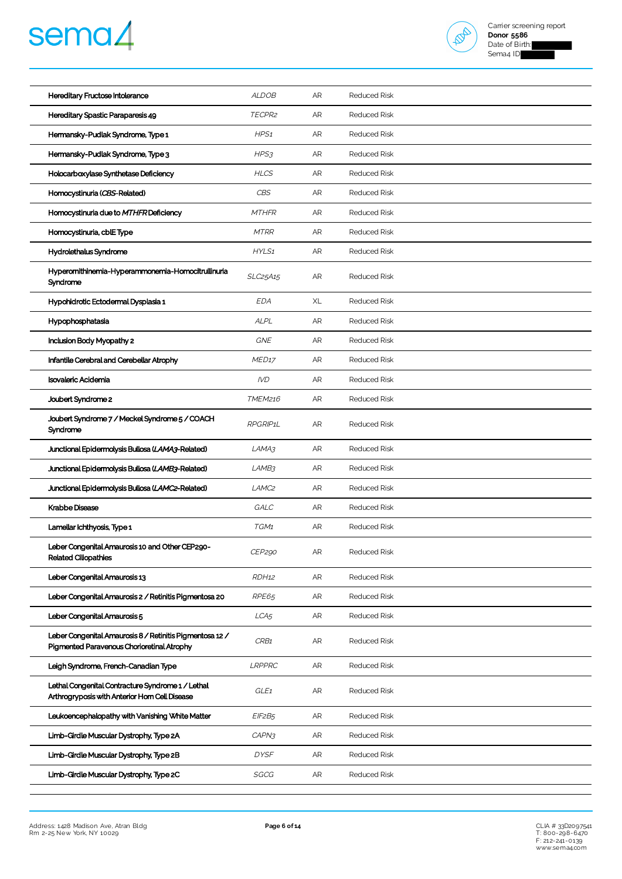| | | | |
|---|---|---|---|
| Hereditary Fructose Intolerance | *ALDOB* | AR | Reduced Risk |
| Hereditary Spastic Paraparesis 49 | *TECPR2* | AR | Reduced Risk |
| Hermansky-Pudlak Syndrome, Type 1 | *HPS1* | AR | Reduced Risk |
| Hermansky-Pudlak Syndrome, Type 3 | *HPS3* | AR | Reduced Risk |
| Holocarboxylase Synthetase Deficiency | *HLCS* | AR | Reduced Risk |
| Homocystinuria (*CBS*-Related) | *CBS* | AR | Reduced Risk |
| Homocystinuria due to *MTHFR* Deficiency | *MTHFR* | AR | Reduced Risk |
| Homocystinuria, cblE Type | *MTRR* | AR | Reduced Risk |
| Hydrolethalus Syndrome | *HYLS1* | AR | Reduced Risk |
| Hyperornithinemia-Hyperammonemia-Homocitrullinuria Syndrome | *SLC25A15* | AR | Reduced Risk |
| Hypohidrotic Ectodermal Dysplasia 1 | *EDA* | XL | Reduced Risk |
| Hypophosphatasia | *ALPL* | AR | Reduced Risk |
| Inclusion Body Myopathy 2 | *GNE* | AR | Reduced Risk |
| Infantile Cerebral and Cerebellar Atrophy | *MED17* | AR | Reduced Risk |
| Isovaleric Acidemia | *IVD* | AR | Reduced Risk |
| Joubert Syndrome 2 | *TMEM216* | AR | Reduced Risk |
| Joubert Syndrome 7 / Meckel Syndrome 5 / COACH Syndrome | *RPGRIP1L* | AR | Reduced Risk |
| Junctional Epidermolysis Bullosa (*LAMA3*-Related) | *LAMA3* | AR | Reduced Risk |
| Junctional Epidermolysis Bullosa (*LAMB3*-Related) | *LAMB3* | AR | Reduced Risk |
| Junctional Epidermolysis Bullosa (*LAMC2*-Related) | *LAMC2* | AR | Reduced Risk |
| Krabbe Disease | *GALC* | AR | Reduced Risk |
| Lamellar Ichthyosis, Type 1 | *TGM1* | AR | Reduced Risk |
| Leber Congenital Amaurosis 10 and Other CEP290-Related Ciliopathies | *CEP290* | AR | Reduced Risk |
| Leber Congenital Amaurosis 13 | *RDH12* | AR | Reduced Risk |
| Leber Congenital Amaurosis 2 / Retinitis Pigmentosa 20 | *RPE65* | AR | Reduced Risk |
| Leber Congenital Amaurosis 5 | *LCA5* | AR | Reduced Risk |
| Leber Congenital Amaurosis 8 / Retinitis Pigmentosa 12 / Pigmented Paravenous Chorioretinal Atrophy | *CRB1* | AR | Reduced Risk |
| Leigh Syndrome, French-Canadian Type | *LRPPRC* | AR | Reduced Risk |
| Lethal Congenital Contracture Syndrome 1 / Lethal Arthrogryposis with Anterior Horn Cell Disease | *GLE1* | AR | Reduced Risk |
| Leukoencephalopathy with Vanishing White Matter | *EIF2B5* | AR | Reduced Risk |
| Limb-Girdle Muscular Dystrophy, Type 2A | *CAPN3* | AR | Reduced Risk |
| Limb-Girdle Muscular Dystrophy, Type 2B | *DYSF* | AR | Reduced Risk |
| Limb-Girdle Muscular Dystrophy, Type 2C | *SGCG* | AR | Reduced Risk |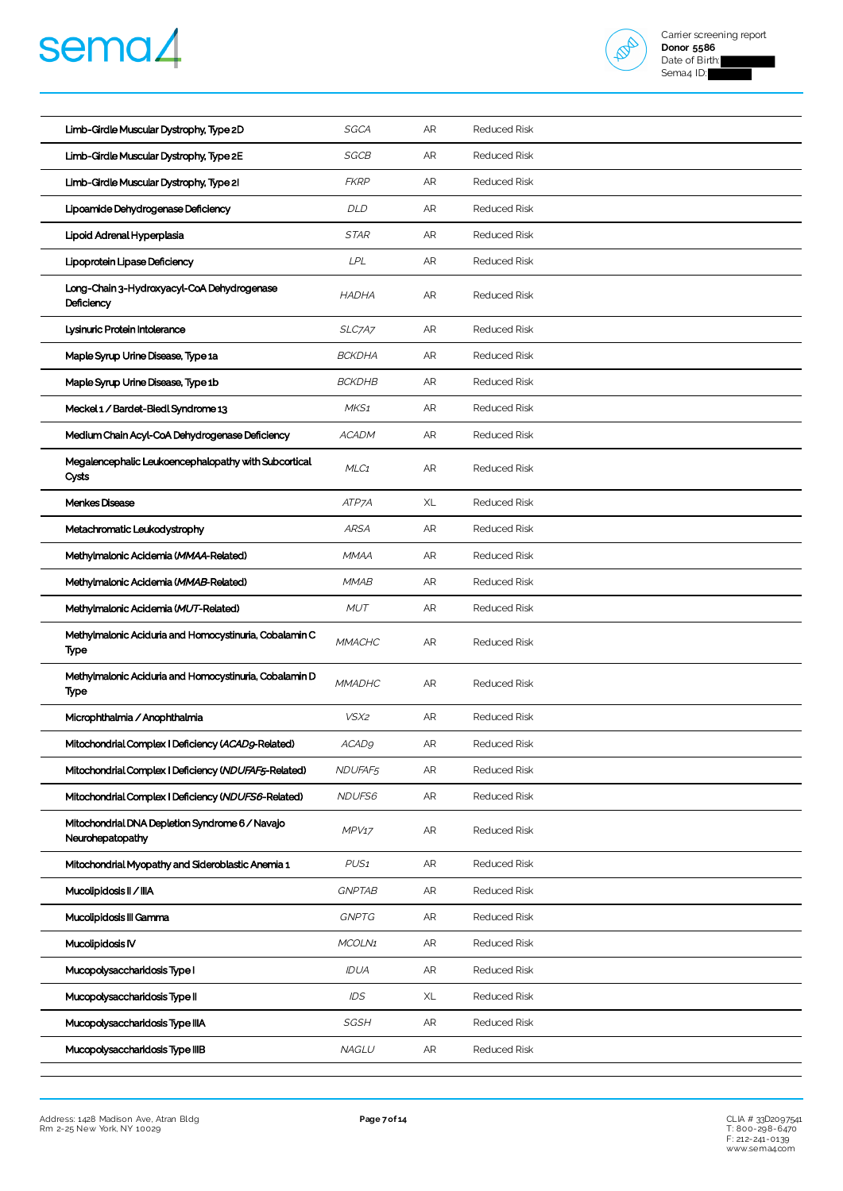| | | | |
|---|---|---|---|
| Limb-Girdle Muscular Dystrophy, Type 2D | *SGCA* | AR | Reduced Risk |
| Limb-Girdle Muscular Dystrophy, Type 2E | *SGCB* | AR | Reduced Risk |
| Limb-Girdle Muscular Dystrophy, Type 2I | *FKRP* | AR | Reduced Risk |
| Lipoamide Dehydrogenase Deficiency | *DLD* | AR | Reduced Risk |
| Lipoid Adrenal Hyperplasia | *STAR* | AR | Reduced Risk |
| Lipoprotein Lipase Deficiency | *LPL* | AR | Reduced Risk |
| Long-Chain 3-Hydroxyacyl-CoA Dehydrogenase Deficiency | *HADHA* | AR | Reduced Risk |
| Lysinuric Protein Intolerance | *SLC7A7* | AR | Reduced Risk |
| Maple Syrup Urine Disease, Type 1a | *BCKDHA* | AR | Reduced Risk |
| Maple Syrup Urine Disease, Type 1b | *BCKDHB* | AR | Reduced Risk |
| Meckel 1 / Bardet-Biedl Syndrome 13 | *MKS1* | AR | Reduced Risk |
| Medium Chain Acyl-CoA Dehydrogenase Deficiency | *ACADM* | AR | Reduced Risk |
| Megalencephalic Leukoencephalopathy with Subcortical Cysts | *MLC1* | AR | Reduced Risk |
| Menkes Disease | *ATP7A* | XL | Reduced Risk |
| Metachromatic Leukodystrophy | *ARSA* | AR | Reduced Risk |
| Methylmalonic Acidemia (*MMAA*-Related) | *MMAA* | AR | Reduced Risk |
| Methylmalonic Acidemia (*MMAB*-Related) | *MMAB* | AR | Reduced Risk |
| Methylmalonic Acidemia (*MUT*-Related) | *MUT* | AR | Reduced Risk |
| Methylmalonic Aciduria and Homocystinuria, Cobalamin C Type | *MMACHC* | AR | Reduced Risk |
| Methylmalonic Aciduria and Homocystinuria, Cobalamin D Type | *MMADHC* | AR | Reduced Risk |
| Microphthalmia / Anophthalmia | *VSX2* | AR | Reduced Risk |
| Mitochondrial Complex I Deficiency (*ACAD9*-Related) | *ACAD9* | AR | Reduced Risk |
| Mitochondrial Complex I Deficiency (*NDUFAF5*-Related) | *NDUFAF5* | AR | Reduced Risk |
| Mitochondrial Complex I Deficiency (*NDUFS6*-Related) | *NDUFS6* | AR | Reduced Risk |
| Mitochondrial DNA Depletion Syndrome 6 / Navajo Neurohepatopathy | *MPV17* | AR | Reduced Risk |
| Mitochondrial Myopathy and Sideroblastic Anemia 1 | *PUS1* | AR | Reduced Risk |
| Mucolipidosis II / IIIA | *GNPTAB* | AR | Reduced Risk |
| Mucolipidosis III Gamma | *GNPTG* | AR | Reduced Risk |
| Mucolipidosis IV | *MCOLN1* | AR | Reduced Risk |
| Mucopolysaccharidosis Type I | *IDUA* | AR | Reduced Risk |
| Mucopolysaccharidosis Type II | *IDS* | XL | Reduced Risk |
| Mucopolysaccharidosis Type IIIA | *SGSH* | AR | Reduced Risk |
| Mucopolysaccharidosis Type IIIB | *NAGLU* | AR | Reduced Risk |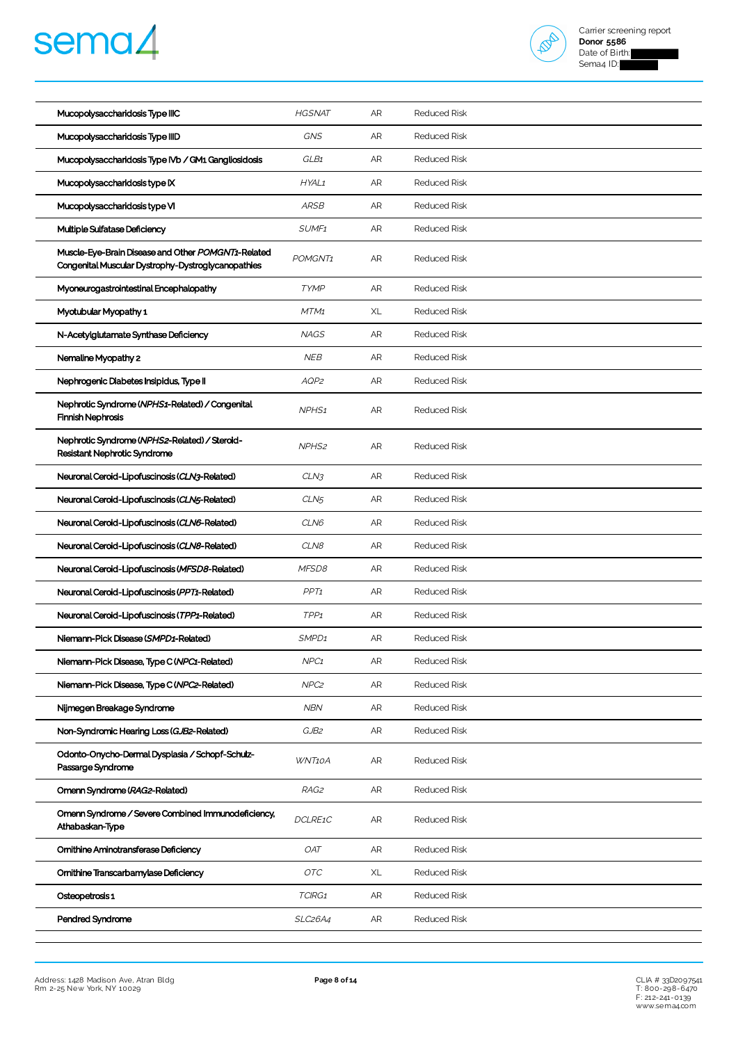| | | | |
|---|---|---|---|
| Mucopolysaccharidosis Type IIIC | *HGSNAT* | AR | Reduced Risk |
| Mucopolysaccharidosis Type IIID | *GNS* | AR | Reduced Risk |
| Mucopolysaccharidosis Type IVb / GM1 Gangliosidosis | *GLB1* | AR | Reduced Risk |
| Mucopolysaccharidosis type IX | *HYAL1* | AR | Reduced Risk |
| Mucopolysaccharidosis type VI | *ARSB* | AR | Reduced Risk |
| Multiple Sulfatase Deficiency | *SUMF1* | AR | Reduced Risk |
| Muscle-Eye-Brain Disease and Other *POMGNT1*-Related Congenital Muscular Dystrophy-Dystroglycanopathies | *POMGNT1* | AR | Reduced Risk |
| Myoneurogastrointestinal Encephalopathy | *TYMP* | AR | Reduced Risk |
| Myotubular Myopathy 1 | *MTM1* | XL | Reduced Risk |
| N-Acetylglutamate Synthase Deficiency | *NAGS* | AR | Reduced Risk |
| Nemaline Myopathy 2 | *NEB* | AR | Reduced Risk |
| Nephrogenic Diabetes Insipidus, Type II | *AQP2* | AR | Reduced Risk |
| Nephrotic Syndrome (*NPHS1*-Related) / Congenital Finnish Nephrosis | *NPHS1* | AR | Reduced Risk |
| Nephrotic Syndrome (*NPHS2*-Related) / Steroid-Resistant Nephrotic Syndrome | *NPHS2* | AR | Reduced Risk |
| Neuronal Ceroid-Lipofuscinosis (*CLN3*-Related) | *CLN3* | AR | Reduced Risk |
| Neuronal Ceroid-Lipofuscinosis (*CLN5*-Related) | *CLN5* | AR | Reduced Risk |
| Neuronal Ceroid-Lipofuscinosis (*CLN6*-Related) | *CLN6* | AR | Reduced Risk |
| Neuronal Ceroid-Lipofuscinosis (*CLN8*-Related) | *CLN8* | AR | Reduced Risk |
| Neuronal Ceroid-Lipofuscinosis (*MFSD8*-Related) | *MFSD8* | AR | Reduced Risk |
| Neuronal Ceroid-Lipofuscinosis (*PPT1*-Related) | *PPT1* | AR | Reduced Risk |
| Neuronal Ceroid-Lipofuscinosis (*TPP1*-Related) | *TPP1* | AR | Reduced Risk |
| Niemann-Pick Disease (*SMPD1*-Related) | *SMPD1* | AR | Reduced Risk |
| Niemann-Pick Disease, Type C (*NPC1*-Related) | *NPC1* | AR | Reduced Risk |
| Niemann-Pick Disease, Type C (*NPC2*-Related) | *NPC2* | AR | Reduced Risk |
| Nijmegen Breakage Syndrome | *NBN* | AR | Reduced Risk |
| Non-Syndromic Hearing Loss (*GJB2*-Related) | *GJB2* | AR | Reduced Risk |
| Odonto-Onycho-Dermal Dysplasia / Schopf-Schulz-Passarge Syndrome | *WNT10A* | AR | Reduced Risk |
| Omenn Syndrome (*RAG2*-Related) | *RAG2* | AR | Reduced Risk |
| Omenn Syndrome / Severe Combined Immunodeficiency, Athabaskan-Type | *DCLRE1C* | AR | Reduced Risk |
| Ornithine Aminotransferase Deficiency | *OAT* | AR | Reduced Risk |
| Ornithine Transcarbamylase Deficiency | *OTC* | XL | Reduced Risk |
| Osteopetrosis 1 | *TCIRG1* | AR | Reduced Risk |
| Pendred Syndrome | *SLC26A4* | AR | Reduced Risk |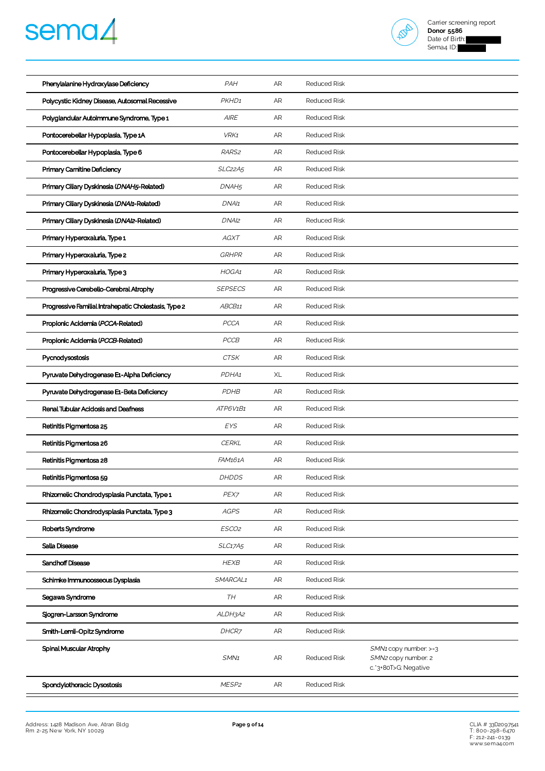| | | | | |
|---|---|---|---|---|
| Phenylalanine Hydroxylase Deficiency | *PAH* | AR | Reduced Risk | |
| Polycystic Kidney Disease, Autosomal Recessive | *PKHD1* | AR | Reduced Risk | |
| Polyglandular Autoimmune Syndrome, Type 1 | *AIRE* | AR | Reduced Risk | |
| Pontocerebellar Hypoplasia, Type 1A | *VRK1* | AR | Reduced Risk | |
| Pontocerebellar Hypoplasia, Type 6 | *RARS2* | AR | Reduced Risk | |
| Primary Carnitine Deficiency | *SLC22A5* | AR | Reduced Risk | |
| Primary Ciliary Dyskinesia (*DNAH5*-Related) | *DNAH5* | AR | Reduced Risk | |
| Primary Ciliary Dyskinesia (*DNAI1*-Related) | *DNAI1* | AR | Reduced Risk | |
| Primary Ciliary Dyskinesia (*DNAI2*-Related) | *DNAI2* | AR | Reduced Risk | |
| Primary Hyperoxaluria, Type 1 | *AGXT* | AR | Reduced Risk | |
| Primary Hyperoxaluria, Type 2 | *GRHPR* | AR | Reduced Risk | |
| Primary Hyperoxaluria, Type 3 | *HOGA1* | AR | Reduced Risk | |
| Progressive Cerebello-Cerebral Atrophy | *SEPSECS* | AR | Reduced Risk | |
| Progressive Familial Intrahepatic Cholestasis, Type 2 | *ABCB11* | AR | Reduced Risk | |
| Propionic Acidemia (*PCCA*-Related) | *PCCA* | AR | Reduced Risk | |
| Propionic Acidemia (*PCCB*-Related) | *PCCB* | AR | Reduced Risk | |
| Pycnodysostosis | *CTSK* | AR | Reduced Risk | |
| Pyruvate Dehydrogenase E1-Alpha Deficiency | *PDHA1* | XL | Reduced Risk | |
| Pyruvate Dehydrogenase E1-Beta Deficiency | *PDHB* | AR | Reduced Risk | |
| Renal Tubular Acidosis and Deafness | *ATP6V1B1* | AR | Reduced Risk | |
| Retinitis Pigmentosa 25 | *EYS* | AR | Reduced Risk | |
| Retinitis Pigmentosa 26 | *CERKL* | AR | Reduced Risk | |
| Retinitis Pigmentosa 28 | *FAM161A* | AR | Reduced Risk | |
| Retinitis Pigmentosa 59 | *DHDDS* | AR | Reduced Risk | |
| Rhizomelic Chondrodysplasia Punctata, Type 1 | *PEX7* | AR | Reduced Risk | |
| Rhizomelic Chondrodysplasia Punctata, Type 3 | *AGPS* | AR | Reduced Risk | |
| Roberts Syndrome | *ESCO2* | AR | Reduced Risk | |
| Salla Disease | *SLC17A5* | AR | Reduced Risk | |
| Sandhoff Disease | *HEXB* | AR | Reduced Risk | |
| Schimke Immunoosseous Dysplasia | *SMARCAL1* | AR | Reduced Risk | |
| Segawa Syndrome | *TH* | AR | Reduced Risk | |
| Sjogren-Larsson Syndrome | *ALDH3A2* | AR | Reduced Risk | |
| Smith-Lemli-Opitz Syndrome | *DHCR7* | AR | Reduced Risk | |
| Spinal Muscular Atrophy | *SMN1* | AR | Reduced Risk | *SMN1* copy number: >=3<br>*SMN2* copy number: 2<br>c.*3+80T>G: Negative |
| Spondylothoracic Dysostosis | *MESP2* | AR | Reduced Risk | |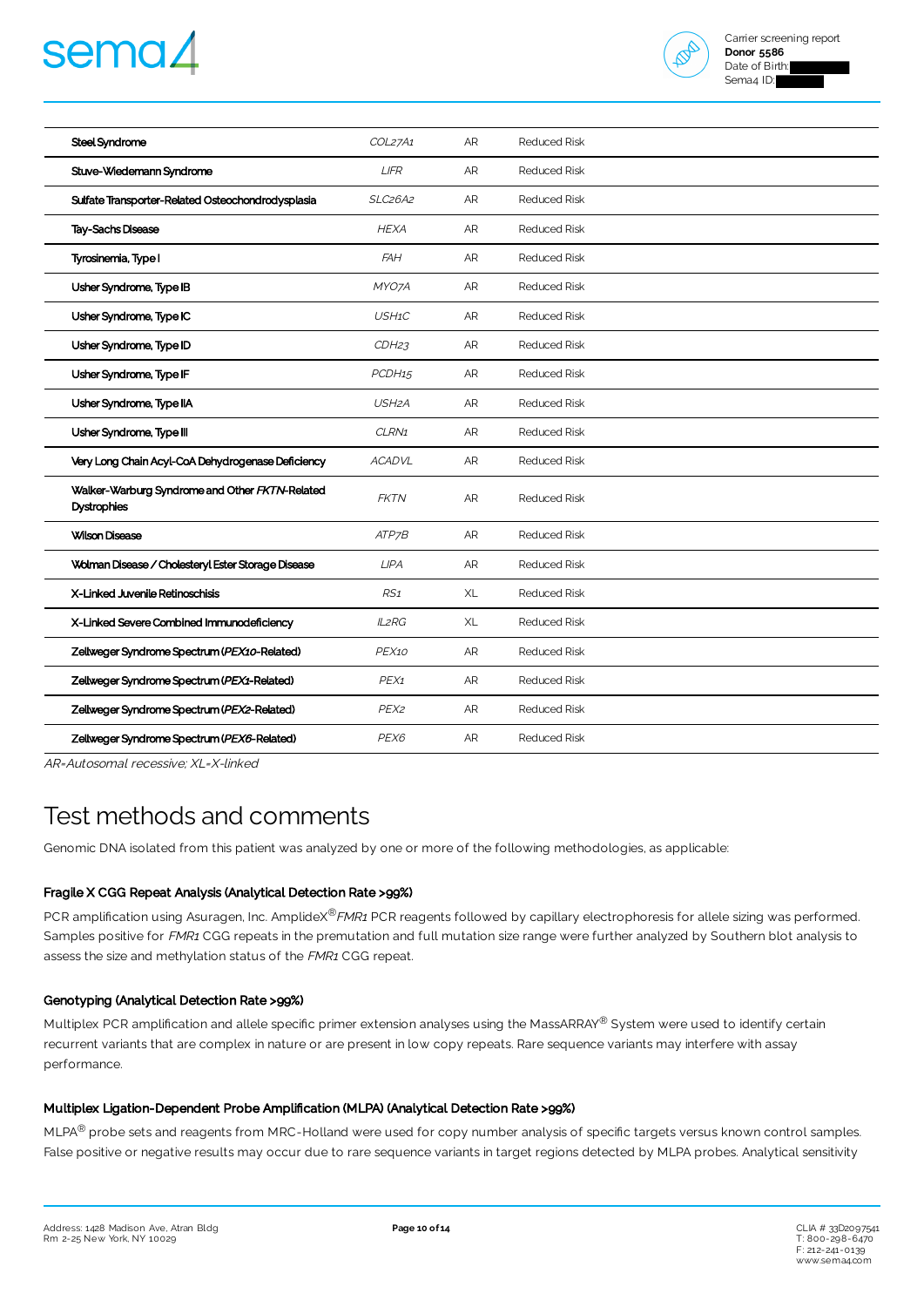| | | | |
|---|---|---|---|
| **Steel Syndrome** | *COL27A1* | AR | Reduced Risk |
| **Stuve-Wiedemann Syndrome** | *LIFR* | AR | Reduced Risk |
| **Sulfate Transporter-Related Osteochondrodysplasia** | *SLC26A2* | AR | Reduced Risk |
| **Tay-Sachs Disease** | *HEXA* | AR | Reduced Risk |
| **Tyrosinemia, Type I** | *FAH* | AR | Reduced Risk |
| **Usher Syndrome, Type IB** | *MYO7A* | AR | Reduced Risk |
| **Usher Syndrome, Type IC** | *USH1C* | AR | Reduced Risk |
| **Usher Syndrome, Type ID** | *CDH23* | AR | Reduced Risk |
| **Usher Syndrome, Type IF** | *PCDH15* | AR | Reduced Risk |
| **Usher Syndrome, Type IIA** | *USH2A* | AR | Reduced Risk |
| **Usher Syndrome, Type III** | *CLRN1* | AR | Reduced Risk |
| **Very Long Chain Acyl-CoA Dehydrogenase Deficiency** | *ACADVL* | AR | Reduced Risk |
| **Walker-Warburg Syndrome and Other *FKTN*-Related Dystrophies** | *FKTN* | AR | Reduced Risk |
| **Wilson Disease** | *ATP7B* | AR | Reduced Risk |
| **Wolman Disease / Cholesteryl Ester Storage Disease** | *LIPA* | AR | Reduced Risk |
| **X-Linked Juvenile Retinoschisis** | *RS1* | XL | Reduced Risk |
| **X-Linked Severe Combined Immunodeficiency** | *IL2RG* | XL | Reduced Risk |
| **Zellweger Syndrome Spectrum (*PEX10*-Related)** | *PEX10* | AR | Reduced Risk |
| **Zellweger Syndrome Spectrum (*PEX1*-Related)** | *PEX1* | AR | Reduced Risk |
| **Zellweger Syndrome Spectrum (*PEX2*-Related)** | *PEX2* | AR | Reduced Risk |
| **Zellweger Syndrome Spectrum (*PEX6*-Related)** | *PEX6* | AR | Reduced Risk |

*AR=Autosomal recessive; XL=X-linked*

# Test methods and comments

Genomic DNA isolated from this patient was analyzed by one or more of the following methodologies, as applicable:

### Fragile X CGG Repeat Analysis (Analytical Detection Rate >99%)

PCR amplification using Asuragen, Inc. AmplideX®*FMR1* PCR reagents followed by capillary electrophoresis for allele sizing was performed. Samples positive for *FMR1* CGG repeats in the premutation and full mutation size range were further analyzed by Southern blot analysis to assess the size and methylation status of the *FMR1* CGG repeat.

### Genotyping (Analytical Detection Rate >99%)

Multiplex PCR amplification and allele specific primer extension analyses using the MASSARRAY® System were used to identify certain recurrent variants that are complex in nature or are present in low copy repeats. Rare sequence variants may interfere with assay performance.

### Multiplex Ligation-Dependent Probe Amplification (MLPA) (Analytical Detection Rate >99%)

MLPA® probe sets and reagents from MRC-Holland were used for copy number analysis of specific targets versus known control samples. False positive or negative results may occur due to rare sequence variants in target regions detected by MLPA probes. Analytical sensitivity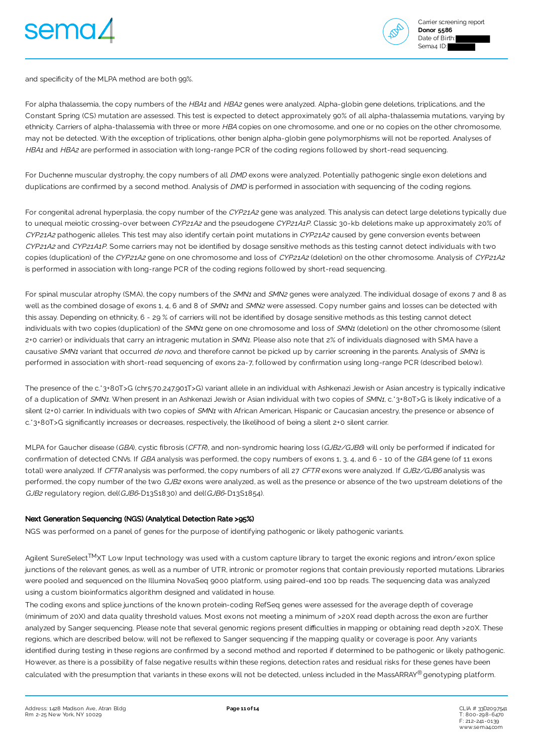and specificity of the MLPA method are both 99%.

For alpha thalassemia, the copy numbers of the *HBA1* and *HBA2* genes were analyzed. Alpha-globin gene deletions, triplications, and the Constant Spring (CS) mutation are assessed. This test is expected to detect approximately 90% of all alpha-thalassemia mutations, varying by ethnicity. Carriers of alpha-thalassemia with three or more *HBA* copies on one chromosome, and one or no copies on the other chromosome, may not be detected. With the exception of triplications, other benign alpha-globin gene polymorphisms will not be reported. Analyses of *HBA1* and *HBA2* are performed in association with long-range PCR of the coding regions followed by short-read sequencing.

For Duchenne muscular dystrophy, the copy numbers of all *DMD* exons were analyzed. Potentially pathogenic single exon deletions and duplications are confirmed by a second method. Analysis of *DMD* is performed in association with sequencing of the coding regions.

For congenital adrenal hyperplasia, the copy number of the *CYP21A2* gene was analyzed. This analysis can detect large deletions typically due to unequal meiotic crossing-over between *CYP21A2* and the pseudogene *CYP21A1P*. Classic 30-kb deletions make up approximately 20% of *CYP21A2* pathogenic alleles. This test may also identify certain point mutations in *CYP21A2* caused by gene conversion events between *CYP21A2* and *CYP21A1P*. Some carriers may not be identified by dosage sensitive methods as this testing cannot detect individuals with two copies (duplication) of the *CYP21A2* gene on one chromosome and loss of *CYP21A2* (deletion) on the other chromosome. Analysis of *CYP21A2* is performed in association with long-range PCR of the coding regions followed by short-read sequencing.

For spinal muscular atrophy (SMA), the copy numbers of the *SMN1* and *SMN2* genes were analyzed. The individual dosage of exons 7 and 8 as well as the combined dosage of exons 1, 4, 6 and 8 of *SMN1* and *SMN2* were assessed. Copy number gains and losses can be detected with this assay. Depending on ethnicity, 6 - 29 % of carriers will not be identified by dosage sensitive methods as this testing cannot detect individuals with two copies (duplication) of the *SMN1* gene on one chromosome and loss of *SMN1* (deletion) on the other chromosome (silent 2+0 carrier) or individuals that carry an intragenic mutation in *SMN1*. Please also note that 2% of individuals diagnosed with SMA have a causative *SMN1* variant that occurred *de novo*, and therefore cannot be picked up by carrier screening in the parents. Analysis of *SMN1* is performed in association with short-read sequencing of exons 2a-7, followed by confirmation using long-range PCR (described below).

The presence of the c.*3+80T>G (chr5:70,247,901T>G) variant allele in an individual with Ashkenazi Jewish or Asian ancestry is typically indicative of a duplication of *SMN1*. When present in an Ashkenazi Jewish or Asian individual with two copies of *SMN1*, c.*3+80T>G is likely indicative of a silent (2+0) carrier. In individuals with two copies of *SMN1* with African American, Hispanic or Caucasian ancestry, the presence or absence of c.*3+80T>G significantly increases or decreases, respectively, the likelihood of being a silent 2+0 silent carrier.

MLPA for Gaucher disease (*GBA*), cystic fibrosis (*CFTR*), and non-syndromic hearing loss (*GJB2/GJB6*) will only be performed if indicated for confirmation of detected CNVs. If *GBA* analysis was performed, the copy numbers of exons 1, 3, 4, and 6 - 10 of the *GBA* gene (of 11 exons total) were analyzed. If *CFTR* analysis was performed, the copy numbers of all 27 *CFTR* exons were analyzed. If *GJB2/GJB6* analysis was performed, the copy number of the two *GJB2* exons were analyzed, as well as the presence or absence of the two upstream deletions of the *GJB2* regulatory region, del(*GJB6*-D13S1830) and del(*GJB6*-D13S1854).

### Next Generation Sequencing (NGS) (Analytical Detection Rate >95%)

NGS was performed on a panel of genes for the purpose of identifying pathogenic or likely pathogenic variants.

Agilent SureSelect™XT Low Input technology was used with a custom capture library to target the exonic regions and intron/exon splice junctions of the relevant genes, as well as a number of UTR, intronic or promoter regions that contain previously reported mutations. Libraries were pooled and sequenced on the Illumina NovaSeq 9000 platform, using paired-end 100 bp reads. The sequencing data was analyzed using a custom bioinformatics algorithm designed and validated in house.

The coding exons and splice junctions of the known protein-coding RefSeq genes were assessed for the average depth of coverage (minimum of 20X) and data quality threshold values. Most exons not meeting a minimum of >20X read depth across the exon are further analyzed by Sanger sequencing. Please note that several genomic regions present difficulties in mapping or obtaining read depth >20X. These regions, which are described below, will not be reflexed to Sanger sequencing if the mapping quality or coverage is poor. Any variants identified during testing in these regions are confirmed by a second method and reported if determined to be pathogenic or likely pathogenic. However, as there is a possibility of false negative results within these regions, detection rates and residual risks for these genes have been calculated with the presumption that variants in these exons will not be detected, unless included in the MassARRAY® genotyping platform.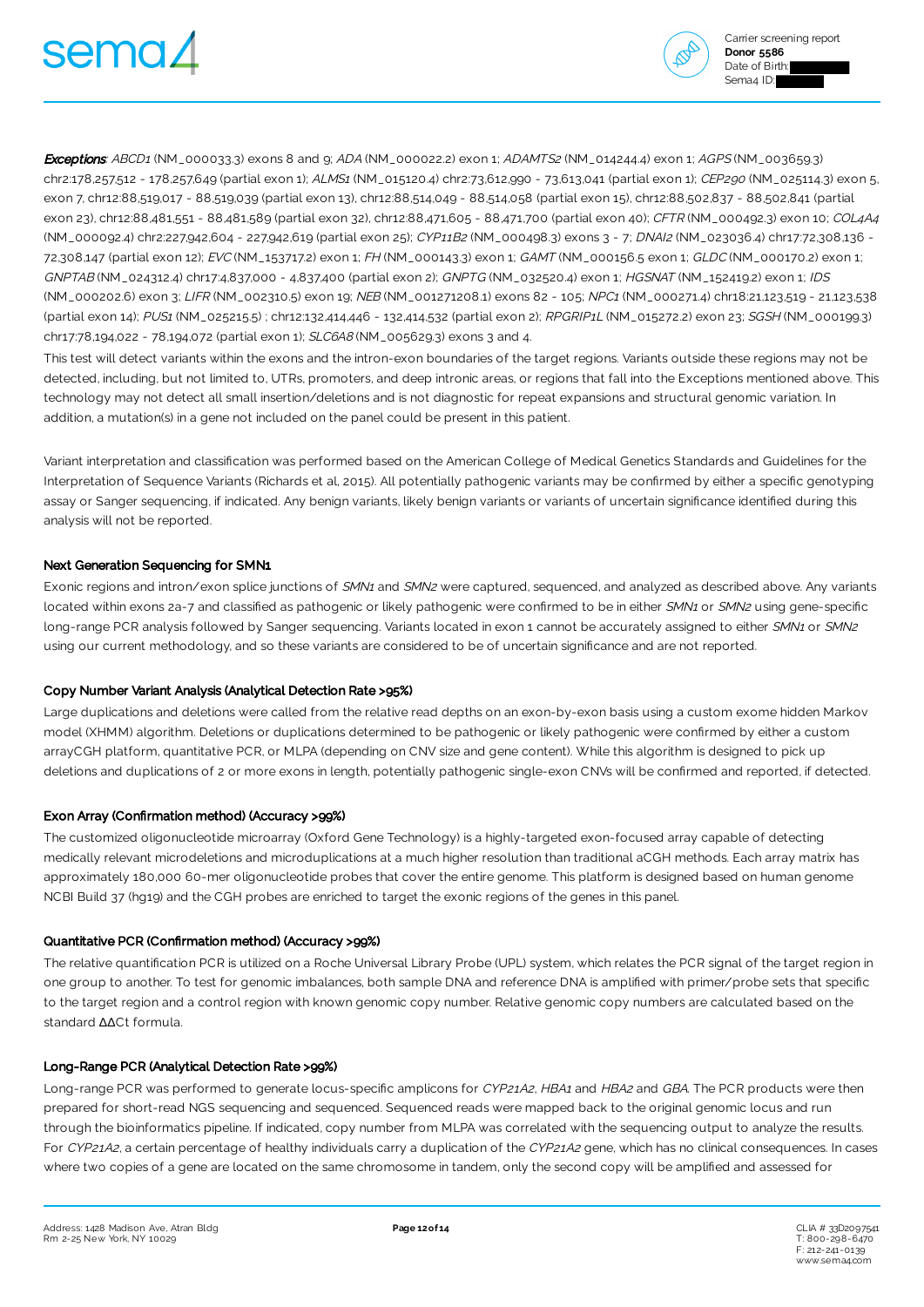***Exceptions***: *ABCD1* (NM_000033.3) exons 8 and 9; *ADA* (NM_000022.2) exon 1; *ADAMTS2* (NM_014244.4) exon 1; *AGPS* (NM_003659.3) chr2:178,257,512 - 178,257,649 (partial exon 1); *ALMS1* (NM_015120.4) chr2:73,612,990 - 73,613,041 (partial exon 1); *CEP290* (NM_025114.3) exon 5, exon 7, chr12:88,519,017 - 88,519,039 (partial exon 13), chr12:88,514,049 - 88,514,058 (partial exon 15), chr12:88,502,837 - 88,502,841 (partial exon 23), chr12:88,481,551 - 88,481,589 (partial exon 32), chr12:88,471,605 - 88,471,700 (partial exon 40); *CFTR* (NM_000492.3) exon 10; *COL4A4* (NM_000092.4) chr2:227,942,604 - 227,942,619 (partial exon 25); *CYP11B2* (NM_000498.3) exons 3 - 7; *DNAI2* (NM_023036.4) chr17:72,308,136 - 72,308,147 (partial exon 12); *EVC* (NM_153717.2) exon 1; *FH* (NM_000143.3) exon 1; *GAMT* (NM_000156.5 exon 1; *GLDC* (NM_000170.2) exon 1; *GNPTAB* (NM_024312.4) chr17:4,837,000 - 4,837,400 (partial exon 2); *GNPTG* (NM_032520.4) exon 1; *HGSNAT* (NM_152419.2) exon 1; *IDS* (NM_000202.6) exon 3; *LIFR* (NM_002310.5) exon 19; *NEB* (NM_001271208.1) exons 82 - 105; *NPC1* (NM_000271.4) chr18:21,123,519 - 21,123,538 (partial exon 14); *PUS1* (NM_025215.5) ; chr12:132,414,446 - 132,414,532 (partial exon 2); *RPGRIP1L* (NM_015272.2) exon 23; *SGSH* (NM_000199.3) chr17:78,194,022 - 78,194,072 (partial exon 1); *SLC6A8* (NM_005629.3) exons 3 and 4.

This test will detect variants within the exons and the intron-exon boundaries of the target regions. Variants outside these regions may not be detected, including, but not limited to, UTRs, promoters, and deep intronic areas, or regions that fall into the Exceptions mentioned above. This technology may not detect all small insertion/deletions and is not diagnostic for repeat expansions and structural genomic variation. In addition, a mutation(s) in a gene not included on the panel could be present in this patient.

Variant interpretation and classification was performed based on the American College of Medical Genetics Standards and Guidelines for the Interpretation of Sequence Variants (Richards et al, 2015). All potentially pathogenic variants may be confirmed by either a specific genotyping assay or Sanger sequencing, if indicated. Any benign variants, likely benign variants or variants of uncertain significance identified during this analysis will not be reported.

### Next Generation Sequencing for SMN1

Exonic regions and intron/exon splice junctions of *SMN1* and *SMN2* were captured, sequenced, and analyzed as described above. Any variants located within exons 2a-7 and classified as pathogenic or likely pathogenic were confirmed to be in either *SMN1* or *SMN2* using gene-specific long-range PCR analysis followed by Sanger sequencing. Variants located in exon 1 cannot be accurately assigned to either *SMN1* or *SMN2* using our current methodology, and so these variants are considered to be of uncertain significance and are not reported.

### Copy Number Variant Analysis (Analytical Detection Rate >95%)

Large duplications and deletions were called from the relative read depths on an exon-by-exon basis using a custom exome hidden Markov model (XHMM) algorithm. Deletions or duplications determined to be pathogenic or likely pathogenic were confirmed by either a custom arrayCGH platform, quantitative PCR, or MLPA (depending on CNV size and gene content). While this algorithm is designed to pick up deletions and duplications of 2 or more exons in length, potentially pathogenic single-exon CNVs will be confirmed and reported, if detected.

### Exon Array (Confirmation method) (Accuracy >99%)

The customized oligonucleotide microarray (Oxford Gene Technology) is a highly-targeted exon-focused array capable of detecting medically relevant microdeletions and microduplications at a much higher resolution than traditional aCGH methods. Each array matrix has approximately 180,000 60-mer oligonucleotide probes that cover the entire genome. This platform is designed based on human genome NCBI Build 37 (hg19) and the CGH probes are enriched to target the exonic regions of the genes in this panel.

### Quantitative PCR (Confirmation method) (Accuracy >99%)

The relative quantification PCR is utilized on a Roche Universal Library Probe (UPL) system, which relates the PCR signal of the target region in one group to another. To test for genomic imbalances, both sample DNA and reference DNA is amplified with primer/probe sets that specific to the target region and a control region with known genomic copy number. Relative genomic copy numbers are calculated based on the standard $\Delta\Delta$Ct formula.

### Long-Range PCR (Analytical Detection Rate >99%)

Long-range PCR was performed to generate locus-specific amplicons for *CYP21A2*, *HBA1* and *HBA2* and *GBA*. The PCR products were then prepared for short-read NGS sequencing and sequenced. Sequenced reads were mapped back to the original genomic locus and run through the bioinformatics pipeline. If indicated, copy number from MLPA was correlated with the sequencing output to analyze the results. For *CYP21A2*, a certain percentage of healthy individuals carry a duplication of the *CYP21A2* gene, which has no clinical consequences. In cases where two copies of a gene are located on the same chromosome in tandem, only the second copy will be amplified and assessed for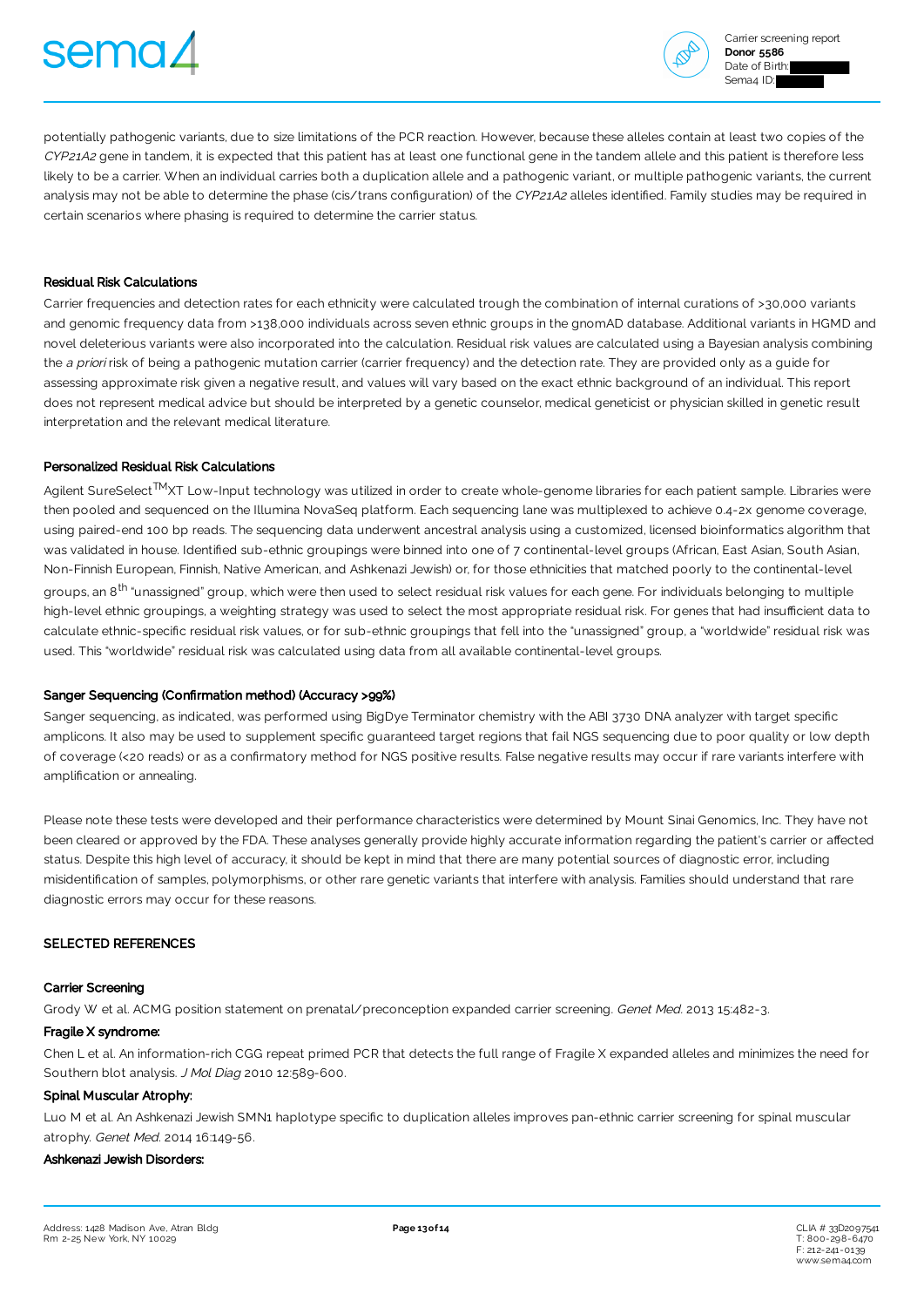potentially pathogenic variants, due to size limitations of the PCR reaction. However, because these alleles contain at least two copies of the *CYP21A2* gene in tandem, it is expected that this patient has at least one functional gene in the tandem allele and this patient is therefore less likely to be a carrier. When an individual carries both a duplication allele and a pathogenic variant, or multiple pathogenic variants, the current analysis may not be able to determine the phase (cis/trans configuration) of the *CYP21A2* alleles identified. Family studies may be required in certain scenarios where phasing is required to determine the carrier status.

### Residual Risk Calculations

Carrier frequencies and detection rates for each ethnicity were calculated trough the combination of internal curations of >30,000 variants and genomic frequency data from >138,000 individuals across seven ethnic groups in the gnomAD database. Additional variants in HGMD and novel deleterious variants were also incorporated into the calculation. Residual risk values are calculated using a Bayesian analysis combining the *a priori* risk of being a pathogenic mutation carrier (carrier frequency) and the detection rate. They are provided only as a guide for assessing approximate risk given a negative result, and values will vary based on the exact ethnic background of an individual. This report does not represent medical advice but should be interpreted by a genetic counselor, medical geneticist or physician skilled in genetic result interpretation and the relevant medical literature.

### Personalized Residual Risk Calculations

Agilent SureSelect[TM]XT Low-Input technology was utilized in order to create whole-genome libraries for each patient sample. Libraries were then pooled and sequenced on the Illumina NovaSeq platform. Each sequencing lane was multiplexed to achieve 0.4-2x genome coverage, using paired-end 100 bp reads. The sequencing data underwent ancestral analysis using a customized, licensed bioinformatics algorithm that was validated in house. Identified sub-ethnic groupings were binned into one of 7 continental-level groups (African, East Asian, South Asian, Non-Finnish European, Finnish, Native American, and Ashkenazi Jewish) or, for those ethnicities that matched poorly to the continental-level groups, an 8[th] "unassigned" group, which were then used to select residual risk values for each gene. For individuals belonging to multiple high-level ethnic groupings, a weighting strategy was used to select the most appropriate residual risk. For genes that had insufficient data to calculate ethnic-specific residual risk values, or for sub-ethnic groupings that fell into the "unassigned" group, a "worldwide" residual risk was used. This "worldwide" residual risk was calculated using data from all available continental-level groups.

### Sanger Sequencing (Confirmation method) (Accuracy >99%)

Sanger sequencing, as indicated, was performed using BigDye Terminator chemistry with the ABI 3730 DNA analyzer with target specific amplicons. It also may be used to supplement specific guaranteed target regions that fail NGS sequencing due to poor quality or low depth of coverage (<20 reads) or as a confirmatory method for NGS positive results. False negative results may occur if rare variants interfere with amplification or annealing.

Please note these tests were developed and their performance characteristics were determined by Mount Sinai Genomics, Inc. They have not been cleared or approved by the FDA. These analyses generally provide highly accurate information regarding the patient's carrier or affected status. Despite this high level of accuracy, it should be kept in mind that there are many potential sources of diagnostic error, including misidentification of samples, polymorphisms, or other rare genetic variants that interfere with analysis. Families should understand that rare diagnostic errors may occur for these reasons.

## SELECTED REFERENCES

### Carrier Screening

Grody W et al. ACMG position statement on prenatal/preconception expanded carrier screening. *Genet Med.* 2013 15:482-3.

### Fragile X syndrome:

Chen L et al. An information-rich CGG repeat primed PCR that detects the full range of Fragile X expanded alleles and minimizes the need for Southern blot analysis. *J Mol Diag* 2010 12:589-600.

### Spinal Muscular Atrophy:

Luo M et al. An Ashkenazi Jewish SMN1 haplotype specific to duplication alleles improves pan-ethnic carrier screening for spinal muscular atrophy. *Genet Med.* 2014 16:149-56.

### Ashkenazi Jewish Disorders: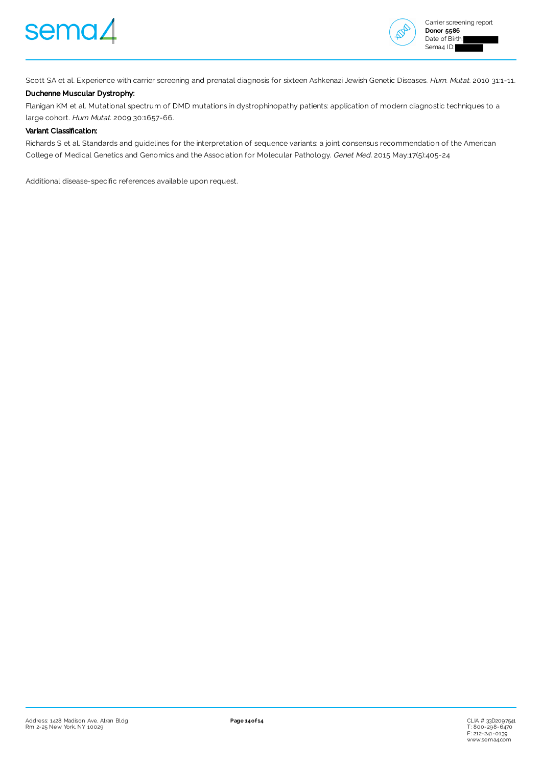Scott SA et al. Experience with carrier screening and prenatal diagnosis for sixteen Ashkenazi Jewish Genetic Diseases. *Hum. Mutat.* 2010 31:1-11.

**Duchenne Muscular Dystrophy:**

Flanigan KM et al. Mutational spectrum of DMD mutations in dystrophinopathy patients: application of modern diagnostic techniques to a large cohort. *Hum Mutat.* 2009 30:1657-66.

**Variant Classification:**

Richards S et al. Standards and guidelines for the interpretation of sequence variants: a joint consensus recommendation of the American College of Medical Genetics and Genomics and the Association for Molecular Pathology. *Genet Med.* 2015 May;17(5):405-24

Additional disease-specific references available upon request.